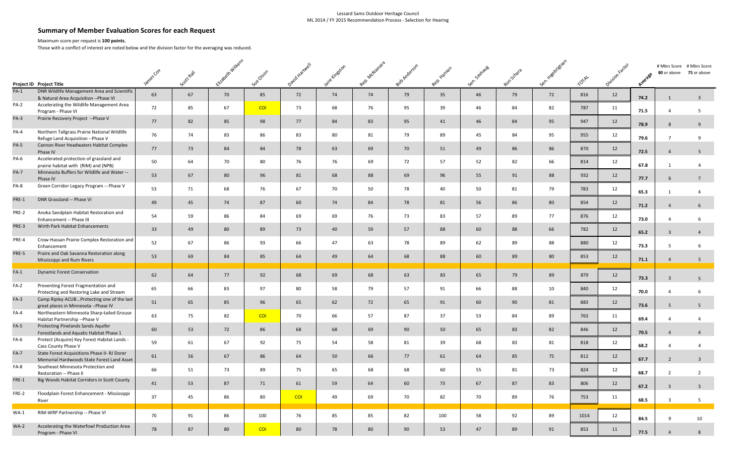Lessard Sams Outdoor Heritage Council
ML 2014 / FY 2015 Recommendation Process - Selection for Hearing

## Summary of Member Evaluation Scores for each Request

Maximum score per request is **100 points.**

Those with a conflict of interest are noted below and the division factor for the averaging was reduced.

| Project ID | Project Title | James Cox | Scott Rall | Elizabeth Wilkens | Sue Olson | David Hartwell | Jane Kingston | Rep. McNamara | Bob Anderson | Rep. Hansen | Sen. Saxhaug | Ron Schara | Sen. Ingebrigtsen | TOTAL | Division Factor | Average | # Mbrs Score **80** or above | # Mbrs Score **75** or above |
|---|---|---|---|---|---|---|---|---|---|---|---|---|---|---|---|---|---|---|
| PA-1 | DNR Wildlife Management Area and Scientific & Natural Area Acquisition --Phase VI | 63 | 67 | 70 | 85 | 72 | 74 | 74 | 79 | 35 | 46 | 79 | 72 | 816 | 12 | 74.2 | 1 | 3 |
| PA-2 | Accelerating the Wildlife Management Area Program - Phase VI | 72 | 85 | 67 | COI | 73 | 68 | 76 | 95 | 39 | 46 | 84 | 82 | 787 | 11 | 71.5 | 4 | 5 |
| PA-3 | Prairie Recovery Project --Phase V | 77 | 82 | 85 | 98 | 77 | 84 | 83 | 95 | 41 | 46 | 84 | 95 | 947 | 12 | 78.9 | 8 | 9 |
| PA-4 | Northern Tallgrass Prairie National Wildlife Refuge Land Acquisition --Phase V | 76 | 74 | 83 | 86 | 83 | 80 | 81 | 79 | 89 | 45 | 84 | 95 | 955 | 12 | 79.6 | 7 | 9 |
| PA-5 | Cannon River Headwaters Habitat Complex Phase IV | 77 | 73 | 84 | 84 | 78 | 63 | 69 | 70 | 51 | 49 | 86 | 86 | 870 | 12 | 72.5 | 4 | 5 |
| PA-6 | Accelerated protection of grassland and prairie habitat with (RIM) and (NPB) | 50 | 64 | 70 | 80 | 76 | 76 | 69 | 72 | 57 | 52 | 82 | 66 | 814 | 12 | 67.8 | 1 | 4 |
| PA-7 | Minnesota Buffers for Wildlife and Water -- Phase IV | 53 | 67 | 80 | 96 | 81 | 68 | 88 | 69 | 96 | 55 | 91 | 88 | 932 | 12 | 77.7 | 6 | 7 |
| PA-8 | Green Corridor Legacy Program -- Phase V | 53 | 71 | 68 | 76 | 67 | 70 | 50 | 78 | 40 | 50 | 81 | 79 | 783 | 12 | 65.3 | 1 | 4 |
| PRE-1 | DNR Grassland -- Phase VI | 49 | 45 | 74 | 87 | 60 | 74 | 84 | 78 | 81 | 56 | 86 | 80 | 854 | 12 | 71.2 | 4 | 6 |
| PRE-2 | Anoka Sandplain Habitat Restoration and Enhancement -- Phase III | 54 | 59 | 86 | 84 | 69 | 69 | 76 | 73 | 83 | 57 | 89 | 77 | 876 | 12 | 73.0 | 4 | 6 |
| PRE-3 | Wirth Park Habitat Enhancements | 33 | 49 | 80 | 89 | 73 | 40 | 59 | 57 | 88 | 60 | 88 | 66 | 782 | 12 | 65.2 | 3 | 4 |
| PRE-4 | Crow-Hassan Prairie Complex Restoration and Enhancement | 52 | 67 | 86 | 93 | 66 | 47 | 63 | 78 | 89 | 62 | 89 | 88 | 880 | 12 | 73.3 | 5 | 6 |
| PRE-5 | Praire and Oak Savanna Restoration along Mississippi and Rum Rivers | 53 | 69 | 84 | 85 | 64 | 49 | 64 | 68 | 88 | 60 | 89 | 80 | 853 | 12 | 71.1 | 4 | 5 |
| FA-1 | Dynamic Forest Conservation | 62 | 64 | 77 | 92 | 68 | 69 | 68 | 63 | 83 | 65 | 79 | 89 | 879 | 12 | 73.3 | 3 | 5 |
| FA-2 | Preventing Forest Fragmentation and Protecting and Restoring Lake and Stream | 65 | 66 | 83 | 97 | 80 | 58 | 79 | 57 | 91 | 66 | 88 | 10 | 840 | 12 | 70.0 | 4 | 6 |
| FA-3 | Camp Ripley ACUB...Protecting one of the last great places in Minnesota --Phase IV | 51 | 65 | 85 | 96 | 65 | 62 | 72 | 65 | 91 | 60 | 90 | 81 | 883 | 12 | 73.6 | 5 | 5 |
| FA-4 | Northeastern Minnesota Sharp-tailed Grouse Habitat Partnership --Phase V | 63 | 75 | 82 | COI | 70 | 66 | 57 | 87 | 37 | 53 | 84 | 89 | 763 | 11 | 69.4 | 4 | 4 |
| FA-5 | Protecting Pinelands Sands Aquifer Forestlands and Aquatic Habitat Phase 1 | 60 | 53 | 72 | 86 | 68 | 68 | 69 | 90 | 50 | 65 | 83 | 82 | 846 | 12 | 70.5 | 4 | 4 |
| FA-6 | Protect (Acquire) Key Forest Habitat Lands - Cass County Phase V | 59 | 61 | 67 | 92 | 75 | 54 | 58 | 81 | 39 | 68 | 83 | 81 | 818 | 12 | 68.2 | 4 | 4 |
| FA-7 | State Forest Acquisitions Phase II- RJ Dorer Memorial Hardwoods State Forest Land Asset | 61 | 56 | 67 | 86 | 64 | 50 | 66 | 77 | 61 | 64 | 85 | 75 | 812 | 12 | 67.7 | 2 | 3 |
| FA-8 | Southeast Minnesota Protection and Restoration -- Phase II | 66 | 51 | 73 | 89 | 75 | 65 | 68 | 68 | 60 | 55 | 81 | 73 | 824 | 12 | 68.7 | 2 | 2 |
| FRE-1 | Big Woods Habitat Corridors in Scott County | 41 | 53 | 87 | 71 | 61 | 59 | 64 | 60 | 73 | 67 | 87 | 83 | 806 | 12 | 67.2 | 3 | 3 |
| FRE-2 | Floodplain Forest Enhancement - Mississippi River | 37 | 45 | 86 | 80 | COI | 49 | 69 | 70 | 82 | 70 | 89 | 76 | 753 | 11 | 68.5 | 3 | 5 |
| WA-1 | RIM-WRP Partnership -- Phase VI | 70 | 91 | 86 | 100 | 76 | 85 | 85 | 82 | 100 | 58 | 92 | 89 | 1014 | 12 | 84.5 | 9 | 10 |
| WA-2 | Accelerating the Waterfowl Production Area Program - Phase VI | 78 | 87 | 80 | COI | 80 | 78 | 80 | 90 | 53 | 47 | 89 | 91 | 853 | 11 | 77.5 | 4 | 8 |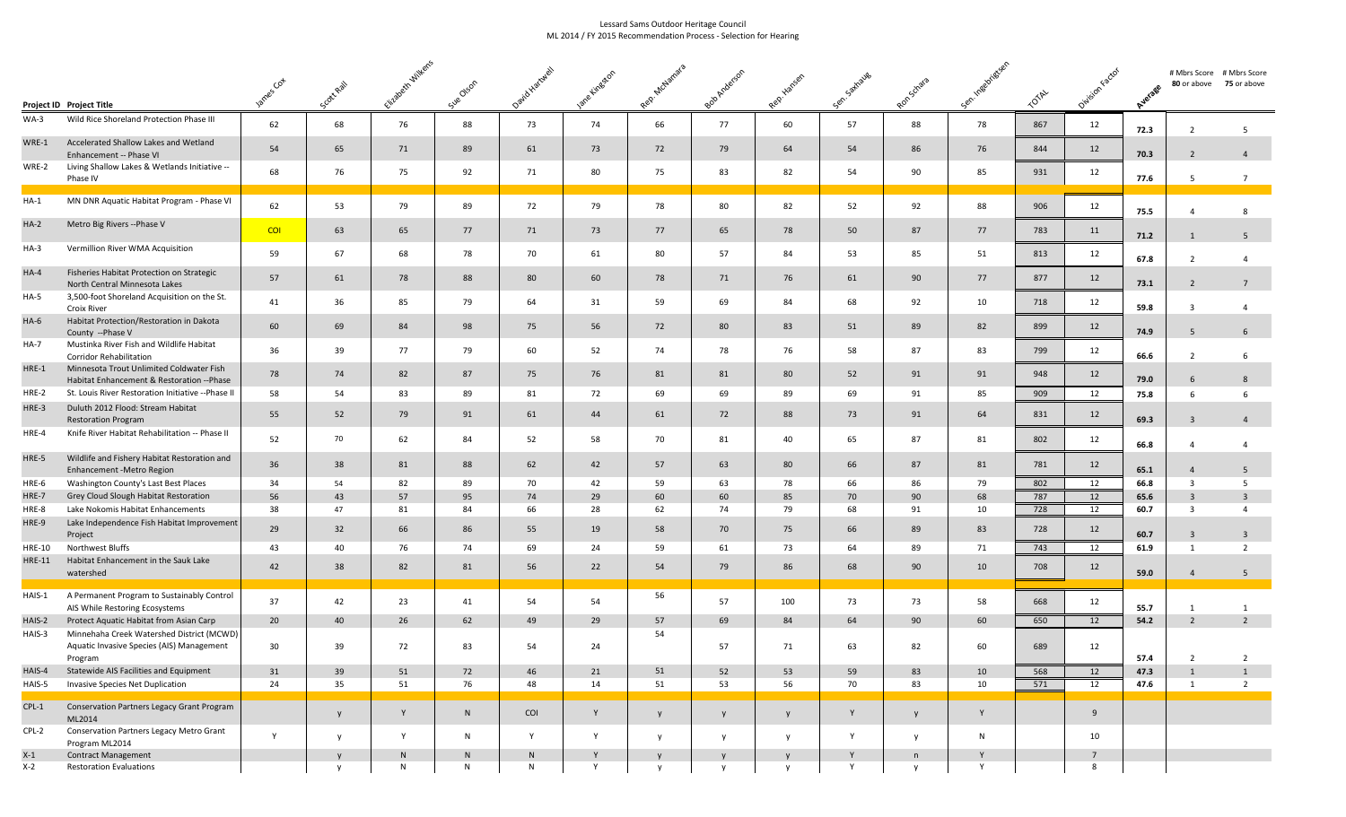Lessard Sams Outdoor Heritage Council
ML 2014 / FY 2015 Recommendation Process - Selection for Hearing

| Project ID | Project Title | James Cox | Scott Rall | Elizabeth Wilkens | Sue Olson | David Hartwell | Jane Kingston | Rep. McNamara | Bob Anderson | Rep. Hansen | Sen. Saxhaug | Ron Schara | Sen. Ingebrigtsen | TOTAL | Division Factor | Average | # Mbrs Score 80 or above | # Mbrs Score 75 or above |
|---|---|---|---|---|---|---|---|---|---|---|---|---|---|---|---|---|---|---|
| WA-3 | Wild Rice Shoreland Protection Phase III | 62 | 68 | 76 | 88 | 73 | 74 | 66 | 77 | 60 | 57 | 88 | 78 | 867 | 12 | 72.3 | 2 | 5 |
| WRE-1 | Accelerated Shallow Lakes and Wetland Enhancement -- Phase VI | 54 | 65 | 71 | 89 | 61 | 73 | 72 | 79 | 64 | 54 | 86 | 76 | 844 | 12 | 70.3 | 2 | 4 |
| WRE-2 | Living Shallow Lakes & Wetlands Initiative -- Phase IV | 68 | 76 | 75 | 92 | 71 | 80 | 75 | 83 | 82 | 54 | 90 | 85 | 931 | 12 | 77.6 | 5 | 7 |
| HA-1 | MN DNR Aquatic Habitat Program - Phase VI | 62 | 53 | 79 | 89 | 72 | 79 | 78 | 80 | 82 | 52 | 92 | 88 | 906 | 12 | 75.5 | 4 | 8 |
| HA-2 | Metro Big Rivers --Phase V | COI | 63 | 65 | 77 | 71 | 73 | 77 | 65 | 78 | 50 | 87 | 77 | 783 | 11 | 71.2 | 1 | 5 |
| HA-3 | Vermillion River WMA Acquisition | 59 | 67 | 68 | 78 | 70 | 61 | 80 | 57 | 84 | 53 | 85 | 51 | 813 | 12 | 67.8 | 2 | 4 |
| HA-4 | Fisheries Habitat Protection on Strategic North Central Minnesota Lakes | 57 | 61 | 78 | 88 | 80 | 60 | 78 | 71 | 76 | 61 | 90 | 77 | 877 | 12 | 73.1 | 2 | 7 |
| HA-5 | 3,500-foot Shoreland Acquisition on the St. Croix River | 41 | 36 | 85 | 79 | 64 | 31 | 59 | 69 | 84 | 68 | 92 | 10 | 718 | 12 | 59.8 | 3 | 4 |
| HA-6 | Habitat Protection/Restoration in Dakota County --Phase V | 60 | 69 | 84 | 98 | 75 | 56 | 72 | 80 | 83 | 51 | 89 | 82 | 899 | 12 | 74.9 | 5 | 6 |
| HA-7 | Mustinka River Fish and Wildlife Habitat Corridor Rehabilitation | 36 | 39 | 77 | 79 | 60 | 52 | 74 | 78 | 76 | 58 | 87 | 83 | 799 | 12 | 66.6 | 2 | 6 |
| HRE-1 | Minnesota Trout Unlimited Coldwater Fish Habitat Enhancement & Restoration --Phase | 78 | 74 | 82 | 87 | 75 | 76 | 81 | 81 | 80 | 52 | 91 | 91 | 948 | 12 | 79.0 | 6 | 8 |
| HRE-2 | St. Louis River Restoration Initiative --Phase II | 58 | 54 | 83 | 89 | 81 | 72 | 69 | 69 | 89 | 69 | 91 | 85 | 909 | 12 | 75.8 | 6 | 6 |
| HRE-3 | Duluth 2012 Flood: Stream Habitat Restoration Program | 55 | 52 | 79 | 91 | 61 | 44 | 61 | 72 | 88 | 73 | 91 | 64 | 831 | 12 | 69.3 | 3 | 4 |
| HRE-4 | Knife River Habitat Rehabilitation -- Phase II | 52 | 70 | 62 | 84 | 52 | 58 | 70 | 81 | 40 | 65 | 87 | 81 | 802 | 12 | 66.8 | 4 | 4 |
| HRE-5 | Wildlife and Fishery Habitat Restoration and Enhancement -Metro Region | 36 | 38 | 81 | 88 | 62 | 42 | 57 | 63 | 80 | 66 | 87 | 81 | 781 | 12 | 65.1 | 4 | 5 |
| HRE-6 | Washington County's Last Best Places | 34 | 54 | 82 | 89 | 70 | 42 | 59 | 63 | 78 | 66 | 86 | 79 | 802 | 12 | 66.8 | 3 | 5 |
| HRE-7 | Grey Cloud Slough Habitat Restoration | 56 | 43 | 57 | 95 | 74 | 29 | 60 | 60 | 85 | 70 | 90 | 68 | 787 | 12 | 65.6 | 3 | 3 |
| HRE-8 | Lake Nokomis Habitat Enhancements | 38 | 47 | 81 | 84 | 66 | 28 | 62 | 74 | 79 | 68 | 91 | 10 | 728 | 12 | 60.7 | 3 | 4 |
| HRE-9 | Lake Independence Fish Habitat Improvement Project | 29 | 32 | 66 | 86 | 55 | 19 | 58 | 70 | 75 | 66 | 89 | 83 | 728 | 12 | 60.7 | 3 | 3 |
| HRE-10 | Northwest Bluffs | 43 | 40 | 76 | 74 | 69 | 24 | 59 | 61 | 73 | 64 | 89 | 71 | 743 | 12 | 61.9 | 1 | 2 |
| HRE-11 | Habitat Enhancement in the Sauk Lake watershed | 42 | 38 | 82 | 81 | 56 | 22 | 54 | 79 | 86 | 68 | 90 | 10 | 708 | 12 | 59.0 | 4 | 5 |
| HAIS-1 | A Permanent Program to Sustainably Control AIS While Restoring Ecosystems | 37 | 42 | 23 | 41 | 54 | 54 | 56 | 57 | 100 | 73 | 73 | 58 | 668 | 12 | 55.7 | 1 | 1 |
| HAIS-2 | Protect Aquatic Habitat from Asian Carp | 20 | 40 | 26 | 62 | 49 | 29 | 57 | 69 | 84 | 64 | 90 | 60 | 650 | 12 | 54.2 | 2 | 2 |
| HAIS-3 | Minnehaha Creek Watershed District (MCWD) Aquatic Invasive Species (AIS) Management Program | 30 | 39 | 72 | 83 | 54 | 24 | 54 | 57 | 71 | 63 | 82 | 60 | 689 | 12 | 57.4 | 2 | 2 |
| HAIS-4 | Statewide AIS Facilities and Equipment | 31 | 39 | 51 | 72 | 46 | 21 | 51 | 52 | 53 | 59 | 83 | 10 | 568 | 12 | 47.3 | 1 | 1 |
| HAIS-5 | Invasive Species Net Duplication | 24 | 35 | 51 | 76 | 48 | 14 | 51 | 53 | 56 | 70 | 83 | 10 | 571 | 12 | 47.6 | 1 | 2 |
| CPL-1 | Conservation Partners Legacy Grant Program ML2014 | | y | Y | N | COI | Y | y | y | y | Y | y | Y | | 9 | | | |
| CPL-2 | Conservation Partners Legacy Metro Grant Program ML2014 | Y | y | Y | N | Y | Y | y | y | y | Y | y | N | | 10 | | | |
| X-1 | Contract Management | | y | N | N | N | Y | y | y | y | Y | n | Y | | 7 | | | |
| X-2 | Restoration Evaluations | | y | N | N | N | Y | y | y | y | Y | y | Y | | 8 | | | |